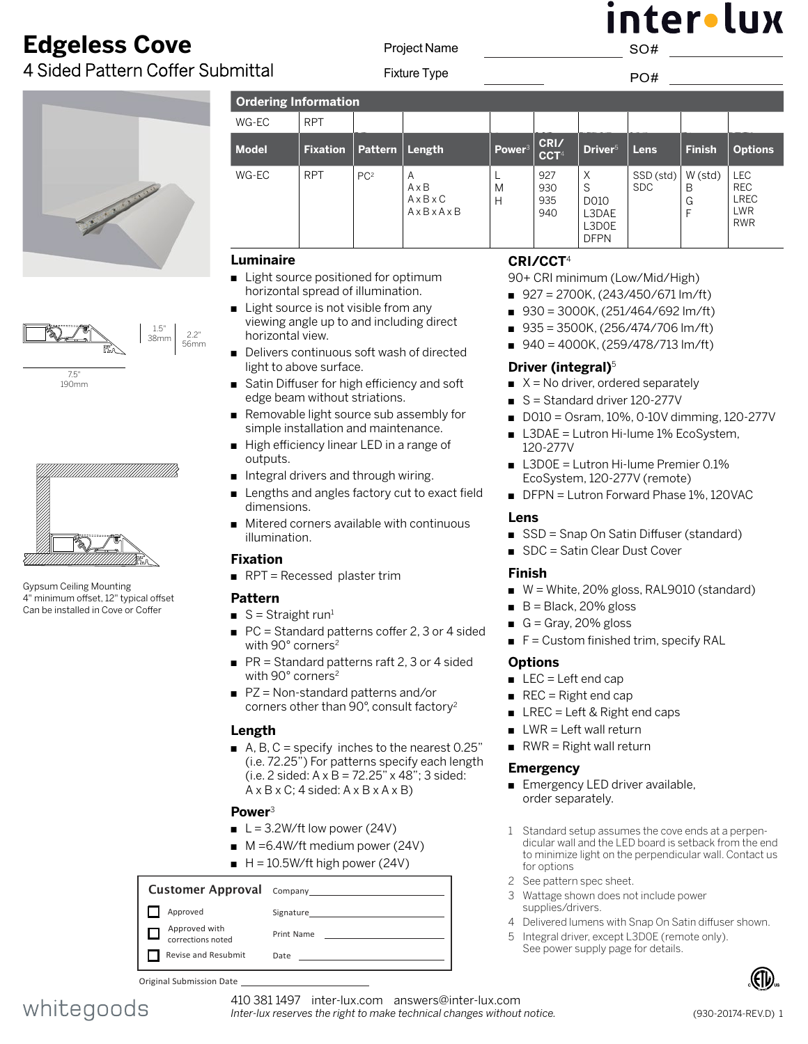# Edgeless Cove

## 4 Sided Pattern Coffer Submittal

Project Name ____________ SO# ____________

Fixture Type ____________ PO# ____________

1.5"
38mm

2.2"
56mm

7.5"
190mm

Gypsum Ceiling Mounting
4" minimum offset, 12" typical offset
Can be installed in Cove or Coffer

## Ordering Information

| WG-EC | RPT | | | | | | | | |
|---|---|---|---|---|---|---|---|---|---|
| **Model** | **Fixation** | **Pattern** | **Length** | **Power**[3] | **CRI/ CCT**[4] | **Driver**[5] | **Lens** | **Finish** | **Options** |
| WG-EC | RPT | PC[2] | A<br>A x B<br>A x B x C<br>A x B x A x B | L<br>M<br>H | 927<br>930<br>935<br>940 | X<br>S<br>D010<br>L3DAE<br>L3DOE<br>DFPN | SSD (std)<br>SDC | W (std)<br>B<br>G<br>F | LEC<br>REC<br>LREC<br>LWR<br>RWR |

### Luminaire

- Light source positioned for optimum horizontal spread of illumination.
- Light source is not visible from any viewing angle up to and including direct horizontal view.
- Delivers continuous soft wash of directed light to above surface.
- Satin Diffuser for high efficiency and soft edge beam without striations.
- Removable light source sub assembly for simple installation and maintenance.
- High efficiency linear LED in a range of outputs.
- Integral drivers and through wiring.
- Lengths and angles factory cut to exact field dimensions.
- Mitered corners available with continuous illumination.

### Fixation

- RPT = Recessed plaster trim

### Pattern

- S = Straight run[1]
- PC = Standard patterns coffer 2, 3 or 4 sided with 90° corners[2]
- PR = Standard patterns raft 2, 3 or 4 sided with 90° corners[2]
- PZ = Non-standard patterns and/or corners other than 90°, consult factory[2]

### Length

- A, B, C = specify inches to the nearest 0.25" (i.e. 72.25") For patterns specify each length (i.e. 2 sided: A x B = 72.25" x 48"; 3 sided: A x B x C; 4 sided: A x B x A x B)

### Power[3]

- L = 3.2W/ft low power (24V)
- M =6.4W/ft medium power (24V)
- H = 10.5W/ft high power (24V)

### CRI/CCT[4]

90+ CRI minimum (Low/Mid/High)

- 927 = 2700K, (243/450/671 lm/ft)
- 930 = 3000K, (251/464/692 lm/ft)
- 935 = 3500K, (256/474/706 lm/ft)
- 940 = 4000K, (259/478/713 lm/ft)

### Driver (integral)[5]

- X = No driver, ordered separately
- S = Standard driver 120-277V
- D010 = Osram, 10%, 0-10V dimming, 120-277V
- L3DAE = Lutron Hi-lume 1% EcoSystem, 120-277V
- L3DOE = Lutron Hi-lume Premier 0.1% EcoSystem, 120-277V (remote)
- DFPN = Lutron Forward Phase 1%, 120VAC

### Lens

- SSD = Snap On Satin Diffuser (standard)
- SDC = Satin Clear Dust Cover

### Finish

- W = White, 20% gloss, RAL9010 (standard)
- B = Black, 20% gloss
- G = Gray, 20% gloss
- F = Custom finished trim, specify RAL

### Options

- LEC = Left end cap
- REC = Right end cap
- LREC = Left & Right end caps
- LWR = Left wall return
- RWR = Right wall return

### Emergency

- Emergency LED driver available, order separately.

1. Standard setup assumes the cove ends at a perpendicular wall and the LED board is setback from the end to minimize light on the perpendicular wall. Contact us for options
2. See pattern spec sheet.
3. Wattage shown does not include power supplies/drivers.
4. Delivered lumens with Snap On Satin diffuser shown.
5. Integral driver, except L3DOE (remote only). See power supply page for details.

### Customer Approval

- ☐ Approved
- ☐ Approved with corrections noted
- ☐ Revise and Resubmit

Company ____________

Signature ____________

Print Name ____________

Date ____________

Original Submission Date ____________

whitegoods

410 381 1497 inter-lux.com answers@inter-lux.com

*Inter-lux reserves the right to make technical changes without notice.*

(930-20174-REV.D)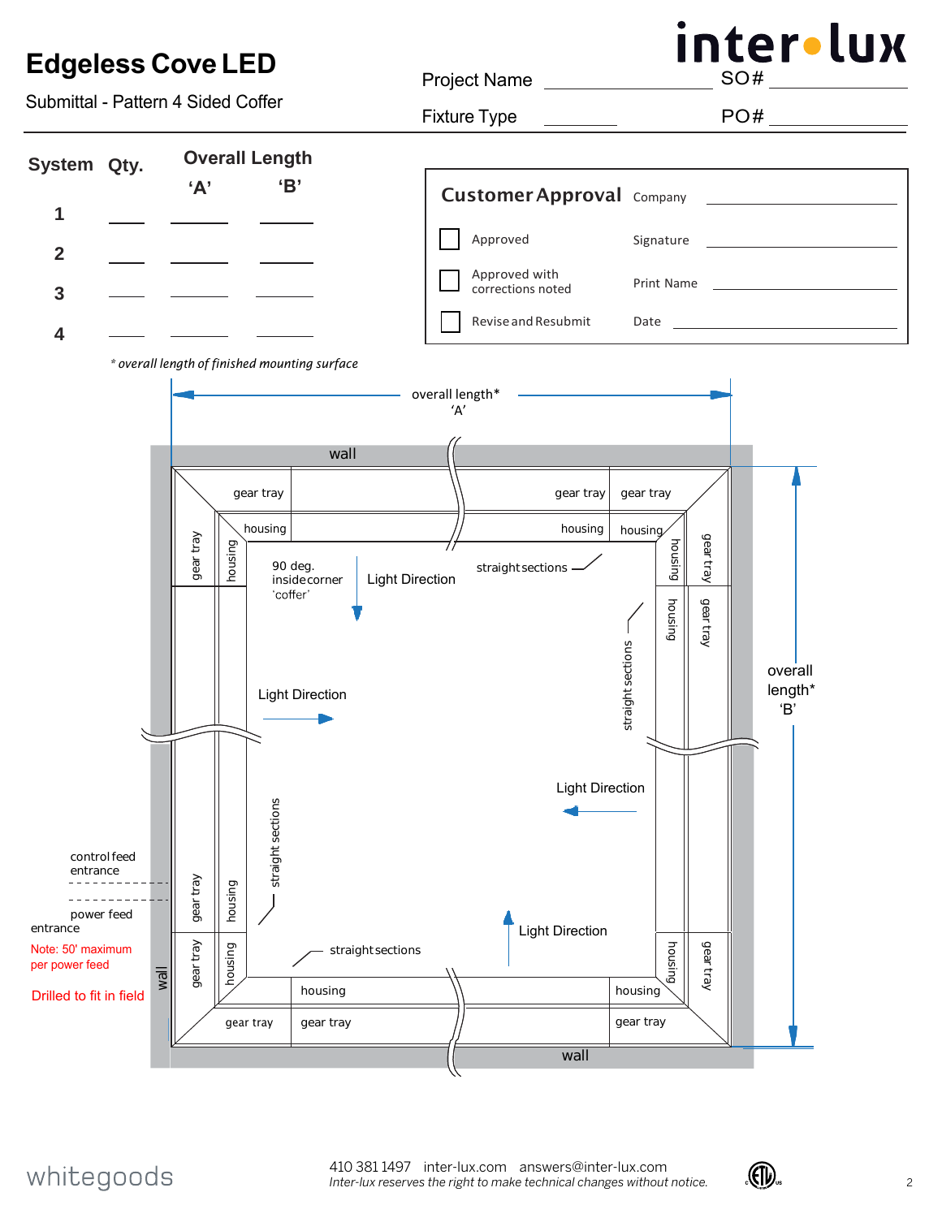# Edgeless Cove LED

Submittal - Pattern 4 Sided Coffer

inter•lux

Project Name ____________  SO# ____________

Fixture Type ________  PO# ____________

| System | Qty. | Overall Length 'A' | Overall Length 'B' |
|---|---|---|---|
| 1 | | | |
| 2 | | | |
| 3 | | | |
| 4 | | | |

*\* overall length of finished mounting surface*

## Customer Approval

| | | | |
|---|---|---|---|
| ☐ | Approved | Company | |
| ☐ | Approved with corrections noted | Signature | |
| ☐ | Revise and Resubmit | Print Name | |
| | | Date | |

overall length*
'A'

wall

gear tray

housing

90 deg.
inside corner
'coffer'

Light Direction

straight sections

overall length*
'B'

control feed entrance

power feed entrance

Note: 50' maximum per power feed

Drilled to fit in field

whitegoods

410 381 1497  inter-lux.com  answers@inter-lux.com

*Inter-lux reserves the right to make technical changes without notice.*